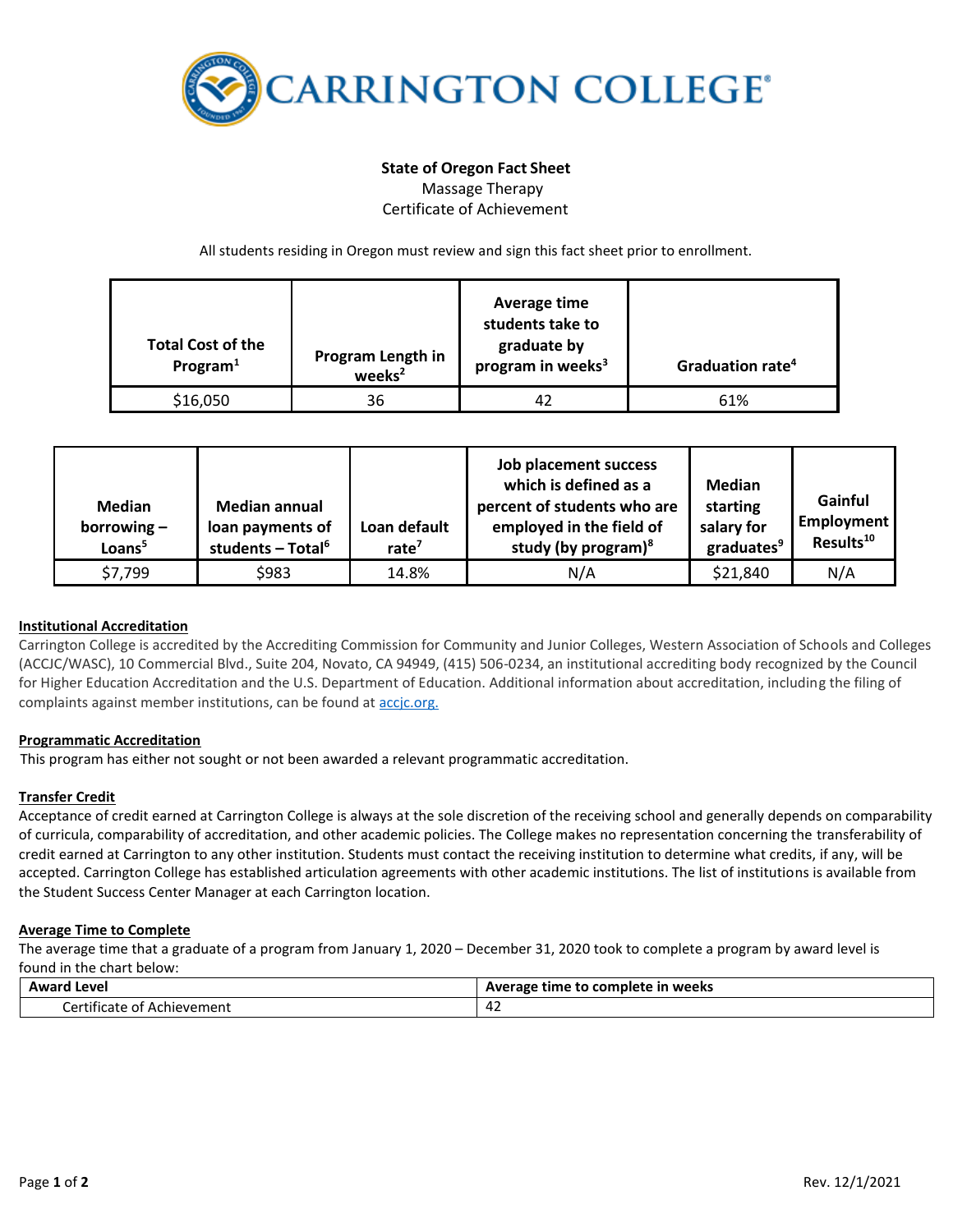# CARRINGTON COLLEGE

**State of Oregon Fact Sheet**

Massage Therapy

Certificate of Achievement

All students residing in Oregon must review and sign this fact sheet prior to enrollment.

| Total Cost of the Program[1] | Program Length in weeks[2] | Average time students take to graduate by program in weeks[3] | Graduation rate[4] |
|---|---|---|---|
| $16,050 | 36 | 42 | 61% |

| Median borrowing – Loans[5] | Median annual loan payments of students – Total[6] | Loan default rate[7] | Job placement success which is defined as a percent of students who are employed in the field of study (by program)[8] | Median starting salary for graduates[9] | Gainful Employment Results[10] |
|---|---|---|---|---|---|
| $7,799 | $983 | 14.8% | N/A | $21,840 | N/A |

**Institutional Accreditation**

Carrington College is accredited by the Accrediting Commission for Community and Junior Colleges, Western Association of Schools and Colleges (ACCJC/WASC), 10 Commercial Blvd., Suite 204, Novato, CA 94949, (415) 506-0234, an institutional accrediting body recognized by the Council for Higher Education Accreditation and the U.S. Department of Education. Additional information about accreditation, including the filing of complaints against member institutions, can be found at accjc.org.

**Programmatic Accreditation**

This program has either not sought or not been awarded a relevant programmatic accreditation.

**Transfer Credit**

Acceptance of credit earned at Carrington College is always at the sole discretion of the receiving school and generally depends on comparability of curricula, comparability of accreditation, and other academic policies. The College makes no representation concerning the transferability of credit earned at Carrington to any other institution. Students must contact the receiving institution to determine what credits, if any, will be accepted. Carrington College has established articulation agreements with other academic institutions. The list of institutions is available from the Student Success Center Manager at each Carrington location.

**Average Time to Complete**

The average time that a graduate of a program from January 1, 2020 – December 31, 2020 took to complete a program by award level is found in the chart below:

| Award Level | Average time to complete in weeks |
|---|---|
| Certificate of Achievement | 42 |

Rev. 12/1/2021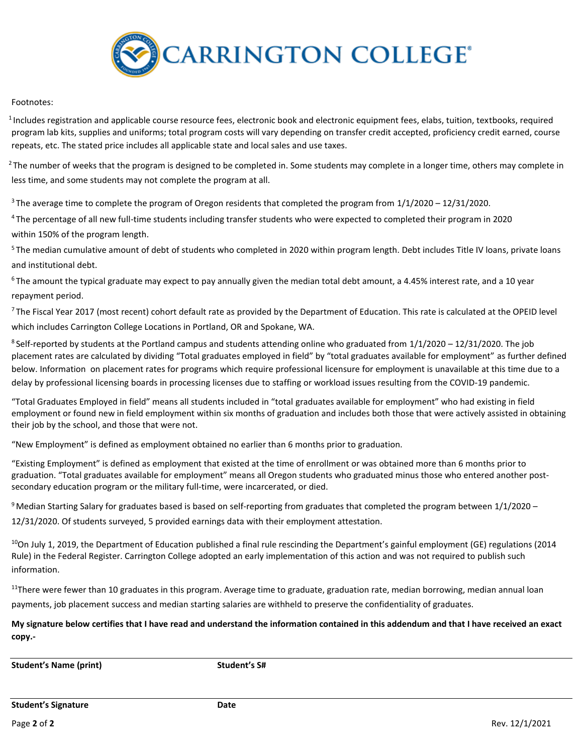Footnotes:

[1] Includes registration and applicable course resource fees, electronic book and electronic equipment fees, elabs, tuition, textbooks, required program lab kits, supplies and uniforms; total program costs will vary depending on transfer credit accepted, proficiency credit earned, course repeats, etc. The stated price includes all applicable state and local sales and use taxes.

[2] The number of weeks that the program is designed to be completed in. Some students may complete in a longer time, others may complete in less time, and some students may not complete the program at all.

[3] The average time to complete the program of Oregon residents that completed the program from 1/1/2020 – 12/31/2020.

[4] The percentage of all new full-time students including transfer students who were expected to completed their program in 2020 within 150% of the program length.

[5] The median cumulative amount of debt of students who completed in 2020 within program length. Debt includes Title IV loans, private loans and institutional debt.

[6] The amount the typical graduate may expect to pay annually given the median total debt amount, a 4.45% interest rate, and a 10 year repayment period.

[7] The Fiscal Year 2017 (most recent) cohort default rate as provided by the Department of Education. This rate is calculated at the OPEID level which includes Carrington College Locations in Portland, OR and Spokane, WA.

[8] Self-reported by students at the Portland campus and students attending online who graduated from 1/1/2020 – 12/31/2020. The job placement rates are calculated by dividing "Total graduates employed in field" by "total graduates available for employment" as further defined below. Information on placement rates for programs which require professional licensure for employment is unavailable at this time due to a delay by professional licensing boards in processing licenses due to staffing or workload issues resulting from the COVID-19 pandemic.

"Total Graduates Employed in field" means all students included in "total graduates available for employment" who had existing in field employment or found new in field employment within six months of graduation and includes both those that were actively assisted in obtaining their job by the school, and those that were not.

"New Employment" is defined as employment obtained no earlier than 6 months prior to graduation.

"Existing Employment" is defined as employment that existed at the time of enrollment or was obtained more than 6 months prior to graduation. "Total graduates available for employment" means all Oregon students who graduated minus those who entered another post-secondary education program or the military full-time, were incarcerated, or died.

[9] Median Starting Salary for graduates based is based on self-reporting from graduates that completed the program between 1/1/2020 – 12/31/2020. Of students surveyed, 5 provided earnings data with their employment attestation.

[10] On July 1, 2019, the Department of Education published a final rule rescinding the Department's gainful employment (GE) regulations (2014 Rule) in the Federal Register. Carrington College adopted an early implementation of this action and was not required to publish such information.

[11] There were fewer than 10 graduates in this program. Average time to graduate, graduation rate, median borrowing, median annual loan payments, job placement success and median starting salaries are withheld to preserve the confidentiality of graduates.

**My signature below certifies that I have read and understand the information contained in this addendum and that I have received an exact copy.-**

**Student's Name (print)** **Student's S#**

**Student's Signature** **Date**

Rev. 12/1/2021